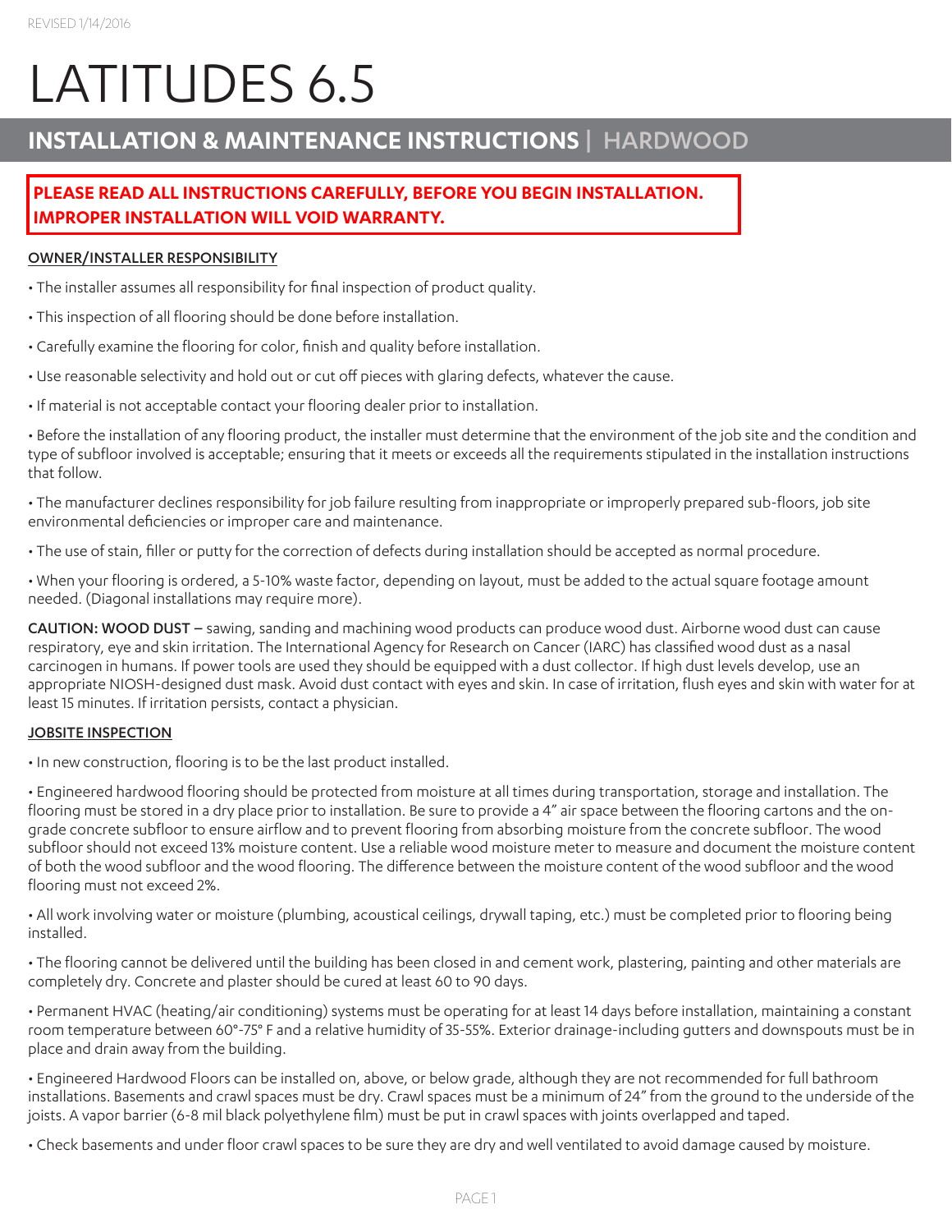REVISED 1/14/2016

# LATITUDES 6.5

## INSTALLATION & MAINTENANCE INSTRUCTIONS | HARDWOOD

**PLEASE READ ALL INSTRUCTIONS CAREFULLY, BEFORE YOU BEGIN INSTALLATION. IMPROPER INSTALLATION WILL VOID WARRANTY.**

### OWNER/INSTALLER RESPONSIBILITY

- The installer assumes all responsibility for final inspection of product quality.
- This inspection of all flooring should be done before installation.
- Carefully examine the flooring for color, finish and quality before installation.
- Use reasonable selectivity and hold out or cut off pieces with glaring defects, whatever the cause.
- If material is not acceptable contact your flooring dealer prior to installation.
- Before the installation of any flooring product, the installer must determine that the environment of the job site and the condition and type of subfloor involved is acceptable; ensuring that it meets or exceeds all the requirements stipulated in the installation instructions that follow.
- The manufacturer declines responsibility for job failure resulting from inappropriate or improperly prepared sub-floors, job site environmental deficiencies or improper care and maintenance.
- The use of stain, filler or putty for the correction of defects during installation should be accepted as normal procedure.
- When your flooring is ordered, a 5-10% waste factor, depending on layout, must be added to the actual square footage amount needed. (Diagonal installations may require more).

**CAUTION: WOOD DUST –** sawing, sanding and machining wood products can produce wood dust. Airborne wood dust can cause respiratory, eye and skin irritation. The International Agency for Research on Cancer (IARC) has classified wood dust as a nasal carcinogen in humans. If power tools are used they should be equipped with a dust collector. If high dust levels develop, use an appropriate NIOSH-designed dust mask. Avoid dust contact with eyes and skin. In case of irritation, flush eyes and skin with water for at least 15 minutes. If irritation persists, contact a physician.

### JOBSITE INSPECTION

- In new construction, flooring is to be the last product installed.
- Engineered hardwood flooring should be protected from moisture at all times during transportation, storage and installation. The flooring must be stored in a dry place prior to installation. Be sure to provide a 4" air space between the flooring cartons and the on-grade concrete subfloor to ensure airflow and to prevent flooring from absorbing moisture from the concrete subfloor. The wood subfloor should not exceed 13% moisture content. Use a reliable wood moisture meter to measure and document the moisture content of both the wood subfloor and the wood flooring. The difference between the moisture content of the wood subfloor and the wood flooring must not exceed 2%.
- All work involving water or moisture (plumbing, acoustical ceilings, drywall taping, etc.) must be completed prior to flooring being installed.
- The flooring cannot be delivered until the building has been closed in and cement work, plastering, painting and other materials are completely dry. Concrete and plaster should be cured at least 60 to 90 days.
- Permanent HVAC (heating/air conditioning) systems must be operating for at least 14 days before installation, maintaining a constant room temperature between 60°-75° F and a relative humidity of 35-55%. Exterior drainage-including gutters and downspouts must be in place and drain away from the building.
- Engineered Hardwood Floors can be installed on, above, or below grade, although they are not recommended for full bathroom installations. Basements and crawl spaces must be dry. Crawl spaces must be a minimum of 24" from the ground to the underside of the joists. A vapor barrier (6-8 mil black polyethylene film) must be put in crawl spaces with joints overlapped and taped.
- Check basements and under floor crawl spaces to be sure they are dry and well ventilated to avoid damage caused by moisture.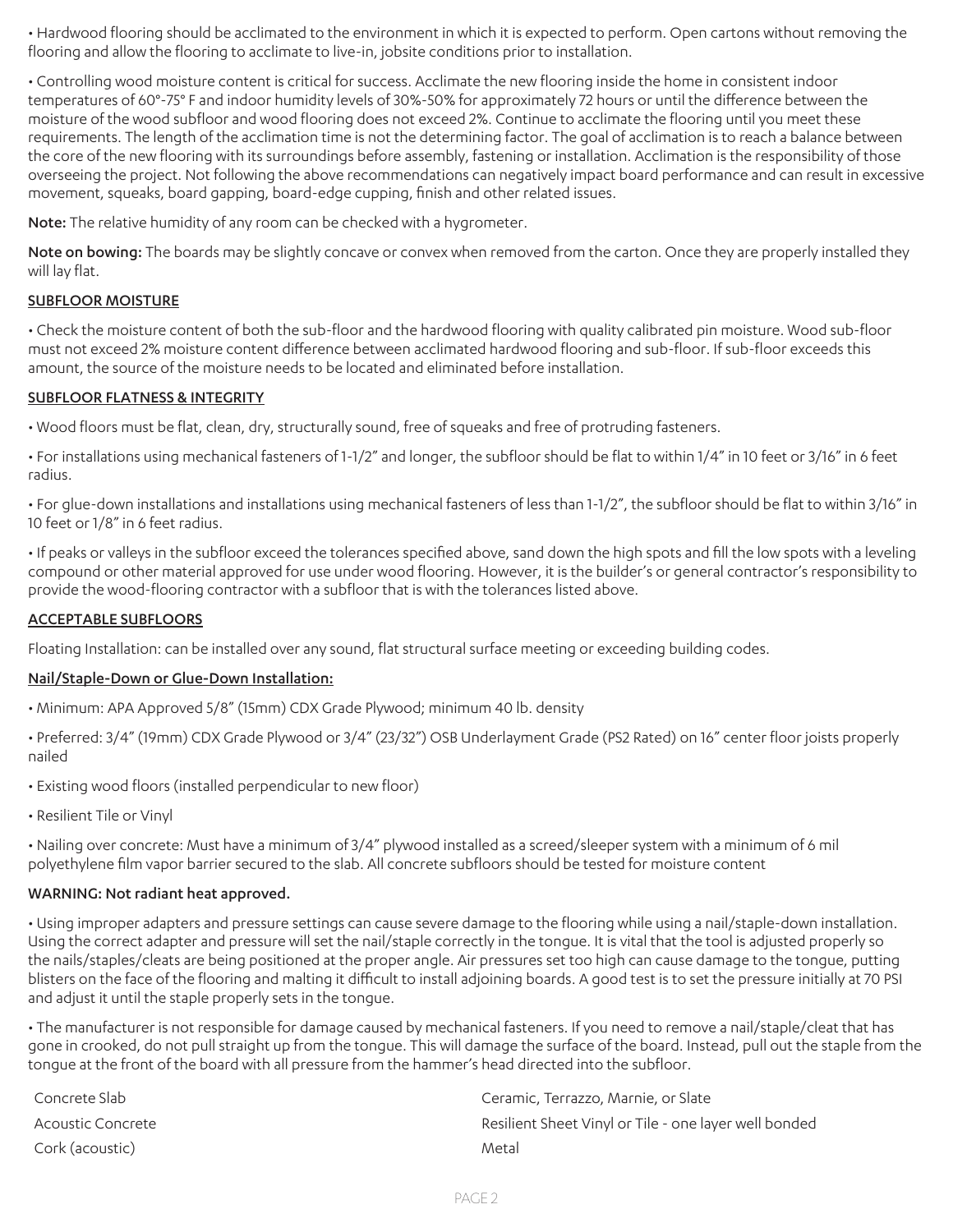• Hardwood flooring should be acclimated to the environment in which it is expected to perform. Open cartons without removing the flooring and allow the flooring to acclimate to live-in, jobsite conditions prior to installation.

• Controlling wood moisture content is critical for success. Acclimate the new flooring inside the home in consistent indoor temperatures of 60°-75° F and indoor humidity levels of 30%-50% for approximately 72 hours or until the difference between the moisture of the wood subfloor and wood flooring does not exceed 2%. Continue to acclimate the flooring until you meet these requirements. The length of the acclimation time is not the determining factor. The goal of acclimation is to reach a balance between the core of the new flooring with its surroundings before assembly, fastening or installation. Acclimation is the responsibility of those overseeing the project. Not following the above recommendations can negatively impact board performance and can result in excessive movement, squeaks, board gapping, board-edge cupping, finish and other related issues.

**Note:** The relative humidity of any room can be checked with a hygrometer.

**Note on bowing:** The boards may be slightly concave or convex when removed from the carton. Once they are properly installed they will lay flat.

## SUBFLOOR MOISTURE

• Check the moisture content of both the sub-floor and the hardwood flooring with quality calibrated pin moisture. Wood sub-floor must not exceed 2% moisture content difference between acclimated hardwood flooring and sub-floor. If sub-floor exceeds this amount, the source of the moisture needs to be located and eliminated before installation.

## SUBFLOOR FLATNESS & INTEGRITY

• Wood floors must be flat, clean, dry, structurally sound, free of squeaks and free of protruding fasteners.

• For installations using mechanical fasteners of 1-1/2" and longer, the subfloor should be flat to within 1/4" in 10 feet or 3/16" in 6 feet radius.

• For glue-down installations and installations using mechanical fasteners of less than 1-1/2", the subfloor should be flat to within 3/16" in 10 feet or 1/8" in 6 feet radius.

• If peaks or valleys in the subfloor exceed the tolerances specified above, sand down the high spots and fill the low spots with a leveling compound or other material approved for use under wood flooring. However, it is the builder's or general contractor's responsibility to provide the wood-flooring contractor with a subfloor that is with the tolerances listed above.

## ACCEPTABLE SUBFLOORS

Floating Installation: can be installed over any sound, flat structural surface meeting or exceeding building codes.

### Nail/Staple-Down or Glue-Down Installation:

• Minimum: APA Approved 5/8" (15mm) CDX Grade Plywood; minimum 40 lb. density

• Preferred: 3/4" (19mm) CDX Grade Plywood or 3/4" (23/32") OSB Underlayment Grade (PS2 Rated) on 16" center floor joists properly nailed

• Existing wood floors (installed perpendicular to new floor)

• Resilient Tile or Vinyl

• Nailing over concrete: Must have a minimum of 3/4" plywood installed as a screed/sleeper system with a minimum of 6 mil polyethylene film vapor barrier secured to the slab. All concrete subfloors should be tested for moisture content

**WARNING: Not radiant heat approved.**

• Using improper adapters and pressure settings can cause severe damage to the flooring while using a nail/staple-down installation. Using the correct adapter and pressure will set the nail/staple correctly in the tongue. It is vital that the tool is adjusted properly so the nails/staples/cleats are being positioned at the proper angle. Air pressures set too high can cause damage to the tongue, putting blisters on the face of the flooring and malting it difficult to install adjoining boards. A good test is to set the pressure initially at 70 PSI and adjust it until the staple properly sets in the tongue.

• The manufacturer is not responsible for damage caused by mechanical fasteners. If you need to remove a nail/staple/cleat that has gone in crooked, do not pull straight up from the tongue. This will damage the surface of the board. Instead, pull out the staple from the tongue at the front of the board with all pressure from the hammer's head directed into the subfloor.

Concrete Slab

Acoustic Concrete

Cork (acoustic)

Ceramic, Terrazzo, Marnie, or Slate

Resilient Sheet Vinyl or Tile - one layer well bonded

Metal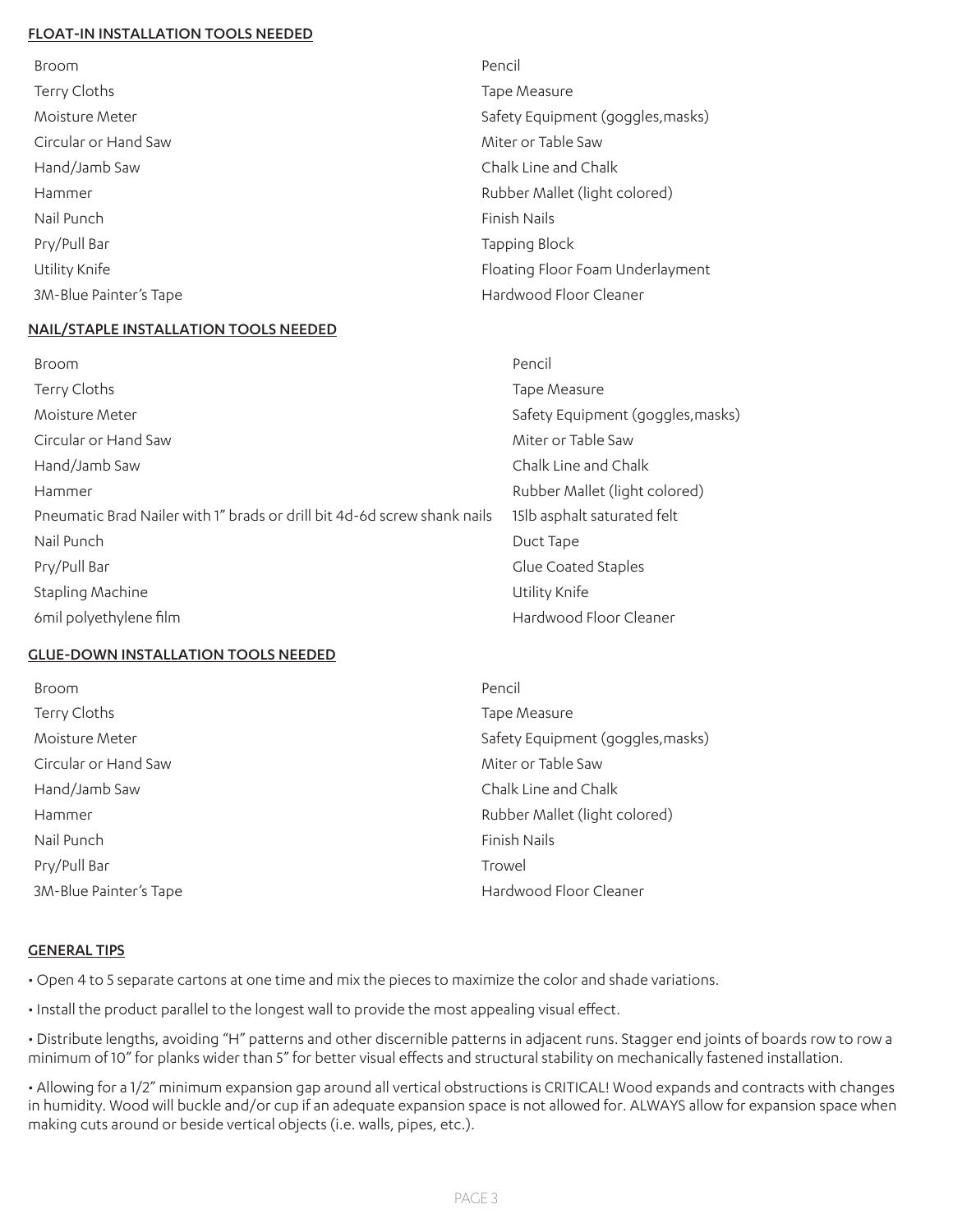## FLOAT-IN INSTALLATION TOOLS NEEDED

- Broom
- Terry Cloths
- Moisture Meter
- Circular or Hand Saw
- Hand/Jamb Saw
- Hammer
- Nail Punch
- Pry/Pull Bar
- Utility Knife
- 3M-Blue Painter's Tape
- Pencil
- Tape Measure
- Safety Equipment (goggles,masks)
- Miter or Table Saw
- Chalk Line and Chalk
- Rubber Mallet (light colored)
- Finish Nails
- Tapping Block
- Floating Floor Foam Underlayment
- Hardwood Floor Cleaner

## NAIL/STAPLE INSTALLATION TOOLS NEEDED

- Broom
- Terry Cloths
- Moisture Meter
- Circular or Hand Saw
- Hand/Jamb Saw
- Hammer
- Pneumatic Brad Nailer with 1" brads or drill bit 4d-6d screw shank nails
- Nail Punch
- Pry/Pull Bar
- Stapling Machine
- 6mil polyethylene film
- Pencil
- Tape Measure
- Safety Equipment (goggles,masks)
- Miter or Table Saw
- Chalk Line and Chalk
- Rubber Mallet (light colored)
- 15lb asphalt saturated felt
- Duct Tape
- Glue Coated Staples
- Utility Knife
- Hardwood Floor Cleaner

## GLUE-DOWN INSTALLATION TOOLS NEEDED

- Broom
- Terry Cloths
- Moisture Meter
- Circular or Hand Saw
- Hand/Jamb Saw
- Hammer
- Nail Punch
- Pry/Pull Bar
- 3M-Blue Painter's Tape
- Pencil
- Tape Measure
- Safety Equipment (goggles,masks)
- Miter or Table Saw
- Chalk Line and Chalk
- Rubber Mallet (light colored)
- Finish Nails
- Trowel
- Hardwood Floor Cleaner

## GENERAL TIPS

- Open 4 to 5 separate cartons at one time and mix the pieces to maximize the color and shade variations.
- Install the product parallel to the longest wall to provide the most appealing visual effect.
- Distribute lengths, avoiding "H" patterns and other discernible patterns in adjacent runs. Stagger end joints of boards row to row a minimum of 10" for planks wider than 5" for better visual effects and structural stability on mechanically fastened installation.
- Allowing for a 1/2" minimum expansion gap around all vertical obstructions is CRITICAL! Wood expands and contracts with changes in humidity. Wood will buckle and/or cup if an adequate expansion space is not allowed for. ALWAYS allow for expansion space when making cuts around or beside vertical objects (i.e. walls, pipes, etc.).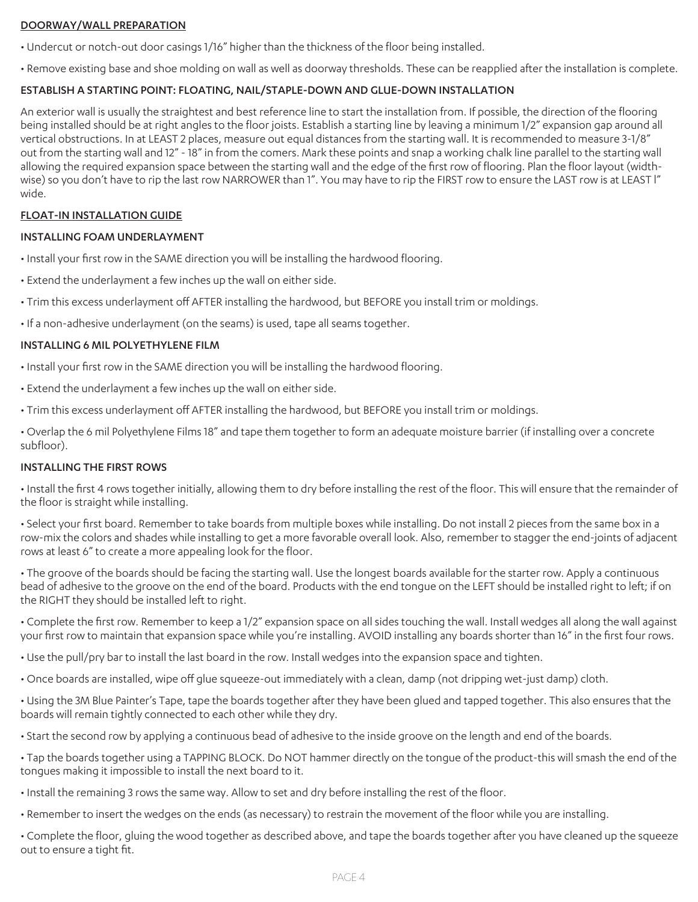## DOORWAY/WALL PREPARATION

- Undercut or notch-out door casings 1/16" higher than the thickness of the floor being installed.
- Remove existing base and shoe molding on wall as well as doorway thresholds. These can be reapplied after the installation is complete.

### ESTABLISH A STARTING POINT: FLOATING, NAIL/STAPLE-DOWN AND GLUE-DOWN INSTALLATION

An exterior wall is usually the straightest and best reference line to start the installation from. If possible, the direction of the flooring being installed should be at right angles to the floor joists. Establish a starting line by leaving a minimum 1/2" expansion gap around all vertical obstructions. In at LEAST 2 places, measure out equal distances from the starting wall. It is recommended to measure 3-1/8" out from the starting wall and 12" - 18" in from the comers. Mark these points and snap a working chalk line parallel to the starting wall allowing the required expansion space between the starting wall and the edge of the first row of flooring. Plan the floor layout (width-wise) so you don't have to rip the last row NARROWER than 1". You may have to rip the FIRST row to ensure the LAST row is at LEAST l" wide.

## FLOAT-IN INSTALLATION GUIDE

### INSTALLING FOAM UNDERLAYMENT

- Install your first row in the SAME direction you will be installing the hardwood flooring.
- Extend the underlayment a few inches up the wall on either side.
- Trim this excess underlayment off AFTER installing the hardwood, but BEFORE you install trim or moldings.
- If a non-adhesive underlayment (on the seams) is used, tape all seams together.

### INSTALLING 6 MIL POLYETHYLENE FILM

- Install your first row in the SAME direction you will be installing the hardwood flooring.
- Extend the underlayment a few inches up the wall on either side.
- Trim this excess underlayment off AFTER installing the hardwood, but BEFORE you install trim or moldings.
- Overlap the 6 mil Polyethylene Films 18" and tape them together to form an adequate moisture barrier (if installing over a concrete subfloor).

### INSTALLING THE FIRST ROWS

- Install the first 4 rows together initially, allowing them to dry before installing the rest of the floor. This will ensure that the remainder of the floor is straight while installing.
- Select your first board. Remember to take boards from multiple boxes while installing. Do not install 2 pieces from the same box in a row-mix the colors and shades while installing to get a more favorable overall look. Also, remember to stagger the end-joints of adjacent rows at least 6" to create a more appealing look for the floor.
- The groove of the boards should be facing the starting wall. Use the longest boards available for the starter row. Apply a continuous bead of adhesive to the groove on the end of the board. Products with the end tongue on the LEFT should be installed right to left; if on the RIGHT they should be installed left to right.
- Complete the first row. Remember to keep a 1/2" expansion space on all sides touching the wall. Install wedges all along the wall against your first row to maintain that expansion space while you're installing. AVOID installing any boards shorter than 16" in the first four rows.
- Use the pull/pry bar to install the last board in the row. Install wedges into the expansion space and tighten.
- Once boards are installed, wipe off glue squeeze-out immediately with a clean, damp (not dripping wet-just damp) cloth.
- Using the 3M Blue Painter's Tape, tape the boards together after they have been glued and tapped together. This also ensures that the boards will remain tightly connected to each other while they dry.
- Start the second row by applying a continuous bead of adhesive to the inside groove on the length and end of the boards.
- Tap the boards together using a TAPPING BLOCK. Do NOT hammer directly on the tongue of the product-this will smash the end of the tongues making it impossible to install the next board to it.
- Install the remaining 3 rows the same way. Allow to set and dry before installing the rest of the floor.
- Remember to insert the wedges on the ends (as necessary) to restrain the movement of the floor while you are installing.
- Complete the floor, gluing the wood together as described above, and tape the boards together after you have cleaned up the squeeze out to ensure a tight fit.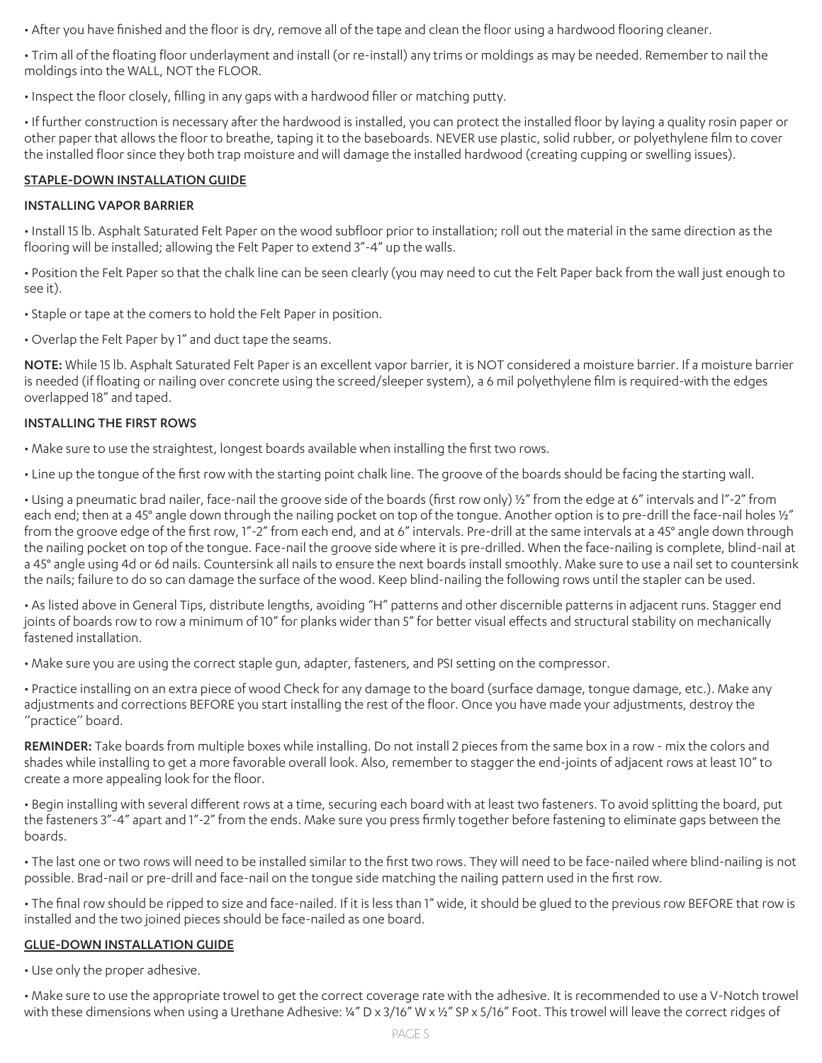- After you have finished and the floor is dry, remove all of the tape and clean the floor using a hardwood flooring cleaner.

- Trim all of the floating floor underlayment and install (or re-install) any trims or moldings as may be needed. Remember to nail the moldings into the WALL, NOT the FLOOR.

- Inspect the floor closely, filling in any gaps with a hardwood filler or matching putty.

- If further construction is necessary after the hardwood is installed, you can protect the installed floor by laying a quality rosin paper or other paper that allows the floor to breathe, taping it to the baseboards. NEVER use plastic, solid rubber, or polyethylene film to cover the installed floor since they both trap moisture and will damage the installed hardwood (creating cupping or swelling issues).

## STAPLE-DOWN INSTALLATION GUIDE

### INSTALLING VAPOR BARRIER

- Install 15 lb. Asphalt Saturated Felt Paper on the wood subfloor prior to installation; roll out the material in the same direction as the flooring will be installed; allowing the Felt Paper to extend 3"-4" up the walls.

- Position the Felt Paper so that the chalk line can be seen clearly (you may need to cut the Felt Paper back from the wall just enough to see it).

- Staple or tape at the comers to hold the Felt Paper in position.

- Overlap the Felt Paper by 1" and duct tape the seams.

**NOTE:** While 15 lb. Asphalt Saturated Felt Paper is an excellent vapor barrier, it is NOT considered a moisture barrier. If a moisture barrier is needed (if floating or nailing over concrete using the screed/sleeper system), a 6 mil polyethylene film is required-with the edges overlapped 18" and taped.

### INSTALLING THE FIRST ROWS

- Make sure to use the straightest, longest boards available when installing the first two rows.

- Line up the tongue of the first row with the starting point chalk line. The groove of the boards should be facing the starting wall.

- Using a pneumatic brad nailer, face-nail the groove side of the boards (first row only) ½" from the edge at 6" intervals and l"-2" from each end; then at a 45° angle down through the nailing pocket on top of the tongue. Another option is to pre-drill the face-nail holes ½" from the groove edge of the first row, 1"-2" from each end, and at 6" intervals. Pre-drill at the same intervals at a 45° angle down through the nailing pocket on top of the tongue. Face-nail the groove side where it is pre-drilled. When the face-nailing is complete, blind-nail at a 45° angle using 4d or 6d nails. Countersink all nails to ensure the next boards install smoothly. Make sure to use a nail set to countersink the nails; failure to do so can damage the surface of the wood. Keep blind-nailing the following rows until the stapler can be used.

- As listed above in General Tips, distribute lengths, avoiding "H" patterns and other discernible patterns in adjacent runs. Stagger end joints of boards row to row a minimum of 10" for planks wider than 5" for better visual effects and structural stability on mechanically fastened installation.

- Make sure you are using the correct staple gun, adapter, fasteners, and PSI setting on the compressor.

- Practice installing on an extra piece of wood Check for any damage to the board (surface damage, tongue damage, etc.). Make any adjustments and corrections BEFORE you start installing the rest of the floor. Once you have made your adjustments, destroy the "practice" board.

**REMINDER:** Take boards from multiple boxes while installing. Do not install 2 pieces from the same box in a row - mix the colors and shades while installing to get a more favorable overall look. Also, remember to stagger the end-joints of adjacent rows at least 10" to create a more appealing look for the floor.

- Begin installing with several different rows at a time, securing each board with at least two fasteners. To avoid splitting the board, put the fasteners 3"-4" apart and 1"-2" from the ends. Make sure you press firmly together before fastening to eliminate gaps between the boards.

- The last one or two rows will need to be installed similar to the first two rows. They will need to be face-nailed where blind-nailing is not possible. Brad-nail or pre-drill and face-nail on the tongue side matching the nailing pattern used in the first row.

- The final row should be ripped to size and face-nailed. If it is less than 1" wide, it should be glued to the previous row BEFORE that row is installed and the two joined pieces should be face-nailed as one board.

## GLUE-DOWN INSTALLATION GUIDE

- Use only the proper adhesive.

- Make sure to use the appropriate trowel to get the correct coverage rate with the adhesive. It is recommended to use a V-Notch trowel with these dimensions when using a Urethane Adhesive: ¼" D x 3/16" W x ½" SP x 5/16" Foot. This trowel will leave the correct ridges of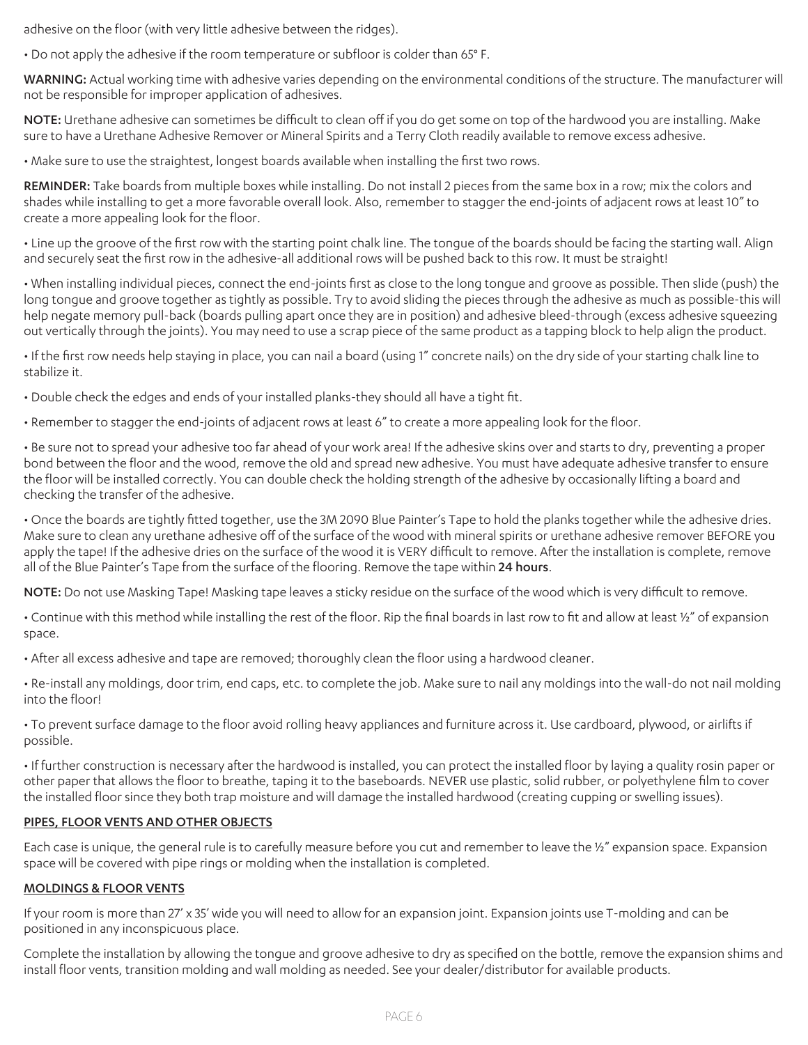adhesive on the floor (with very little adhesive between the ridges).

- Do not apply the adhesive if the room temperature or subfloor is colder than 65° F.

**WARNING:** Actual working time with adhesive varies depending on the environmental conditions of the structure. The manufacturer will not be responsible for improper application of adhesives.

**NOTE:** Urethane adhesive can sometimes be difficult to clean off if you do get some on top of the hardwood you are installing. Make sure to have a Urethane Adhesive Remover or Mineral Spirits and a Terry Cloth readily available to remove excess adhesive.

- Make sure to use the straightest, longest boards available when installing the first two rows.

**REMINDER:** Take boards from multiple boxes while installing. Do not install 2 pieces from the same box in a row; mix the colors and shades while installing to get a more favorable overall look. Also, remember to stagger the end-joints of adjacent rows at least 10" to create a more appealing look for the floor.

- Line up the groove of the first row with the starting point chalk line. The tongue of the boards should be facing the starting wall. Align and securely seat the first row in the adhesive-all additional rows will be pushed back to this row. It must be straight!
- When installing individual pieces, connect the end-joints first as close to the long tongue and groove as possible. Then slide (push) the long tongue and groove together as tightly as possible. Try to avoid sliding the pieces through the adhesive as much as possible-this will help negate memory pull-back (boards pulling apart once they are in position) and adhesive bleed-through (excess adhesive squeezing out vertically through the joints). You may need to use a scrap piece of the same product as a tapping block to help align the product.
- If the first row needs help staying in place, you can nail a board (using 1" concrete nails) on the dry side of your starting chalk line to stabilize it.
- Double check the edges and ends of your installed planks-they should all have a tight fit.
- Remember to stagger the end-joints of adjacent rows at least 6" to create a more appealing look for the floor.
- Be sure not to spread your adhesive too far ahead of your work area! If the adhesive skins over and starts to dry, preventing a proper bond between the floor and the wood, remove the old and spread new adhesive. You must have adequate adhesive transfer to ensure the floor will be installed correctly. You can double check the holding strength of the adhesive by occasionally lifting a board and checking the transfer of the adhesive.
- Once the boards are tightly fitted together, use the 3M 2090 Blue Painter's Tape to hold the planks together while the adhesive dries. Make sure to clean any urethane adhesive off of the surface of the wood with mineral spirits or urethane adhesive remover BEFORE you apply the tape! If the adhesive dries on the surface of the wood it is VERY difficult to remove. After the installation is complete, remove all of the Blue Painter's Tape from the surface of the flooring. Remove the tape within **24 hours**.

**NOTE:** Do not use Masking Tape! Masking tape leaves a sticky residue on the surface of the wood which is very difficult to remove.

- Continue with this method while installing the rest of the floor. Rip the final boards in last row to fit and allow at least ½" of expansion space.
- After all excess adhesive and tape are removed; thoroughly clean the floor using a hardwood cleaner.
- Re-install any moldings, door trim, end caps, etc. to complete the job. Make sure to nail any moldings into the wall-do not nail molding into the floor!
- To prevent surface damage to the floor avoid rolling heavy appliances and furniture across it. Use cardboard, plywood, or airlifts if possible.
- If further construction is necessary after the hardwood is installed, you can protect the installed floor by laying a quality rosin paper or other paper that allows the floor to breathe, taping it to the baseboards. NEVER use plastic, solid rubber, or polyethylene film to cover the installed floor since they both trap moisture and will damage the installed hardwood (creating cupping or swelling issues).

## PIPES, FLOOR VENTS AND OTHER OBJECTS

Each case is unique, the general rule is to carefully measure before you cut and remember to leave the ½" expansion space. Expansion space will be covered with pipe rings or molding when the installation is completed.

## MOLDINGS & FLOOR VENTS

If your room is more than 27' x 35' wide you will need to allow for an expansion joint. Expansion joints use T-molding and can be positioned in any inconspicuous place.

Complete the installation by allowing the tongue and groove adhesive to dry as specified on the bottle, remove the expansion shims and install floor vents, transition molding and wall molding as needed. See your dealer/distributor for available products.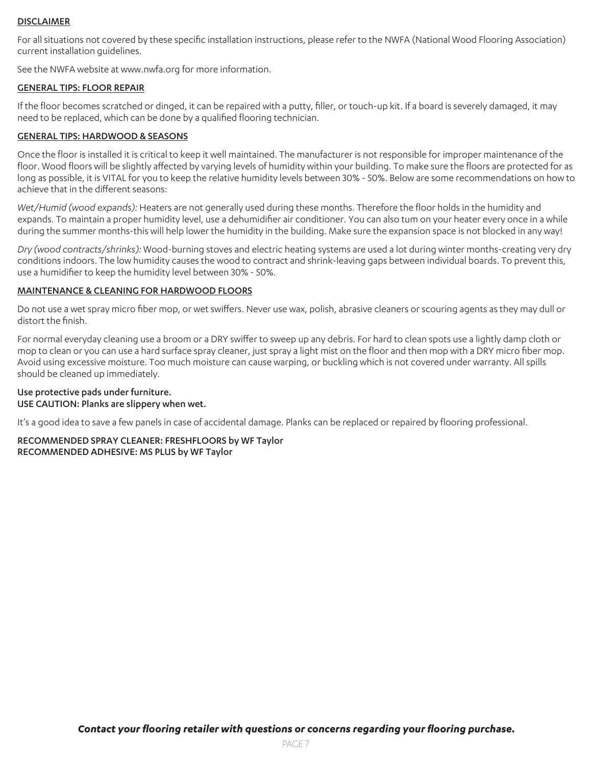## DISCLAIMER

For all situations not covered by these specific installation instructions, please refer to the NWFA (National Wood Flooring Association) current installation guidelines.

See the NWFA website at www.nwfa.org for more information.

## GENERAL TIPS: FLOOR REPAIR

If the floor becomes scratched or dinged, it can be repaired with a putty, filler, or touch-up kit. If a board is severely damaged, it may need to be replaced, which can be done by a qualified flooring technician.

## GENERAL TIPS: HARDWOOD & SEASONS

Once the floor is installed it is critical to keep it well maintained. The manufacturer is not responsible for improper maintenance of the floor. Wood floors will be slightly affected by varying levels of humidity within your building. To make sure the floors are protected for as long as possible, it is VITAL for you to keep the relative humidity levels between 30% - 50%. Below are some recommendations on how to achieve that in the different seasons:

*Wet/Humid (wood expands):* Heaters are not generally used during these months. Therefore the floor holds in the humidity and expands. To maintain a proper humidity level, use a dehumidifier air conditioner. You can also tum on your heater every once in a while during the summer months-this will help lower the humidity in the building. Make sure the expansion space is not blocked in any way!

*Dry (wood contracts/shrinks):* Wood-burning stoves and electric heating systems are used a lot during winter months-creating very dry conditions indoors. The low humidity causes the wood to contract and shrink-leaving gaps between individual boards. To prevent this, use a humidifier to keep the humidity level between 30% - 50%.

## MAINTENANCE & CLEANING FOR HARDWOOD FLOORS

Do not use a wet spray micro fiber mop, or wet swiffers. Never use wax, polish, abrasive cleaners or scouring agents as they may dull or distort the finish.

For normal everyday cleaning use a broom or a DRY swiffer to sweep up any debris. For hard to clean spots use a lightly damp cloth or mop to clean or you can use a hard surface spray cleaner, just spray a light mist on the floor and then mop with a DRY micro fiber mop. Avoid using excessive moisture. Too much moisture can cause warping, or buckling which is not covered under warranty. All spills should be cleaned up immediately.

**Use protective pads under furniture.**
**USE CAUTION: Planks are slippery when wet.**

It's a good idea to save a few panels in case of accidental damage. Planks can be replaced or repaired by flooring professional.

**RECOMMENDED SPRAY CLEANER: FRESHFLOORS by WF Taylor**
**RECOMMENDED ADHESIVE: MS PLUS by WF Taylor**

***Contact your flooring retailer with questions or concerns regarding your flooring purchase.***